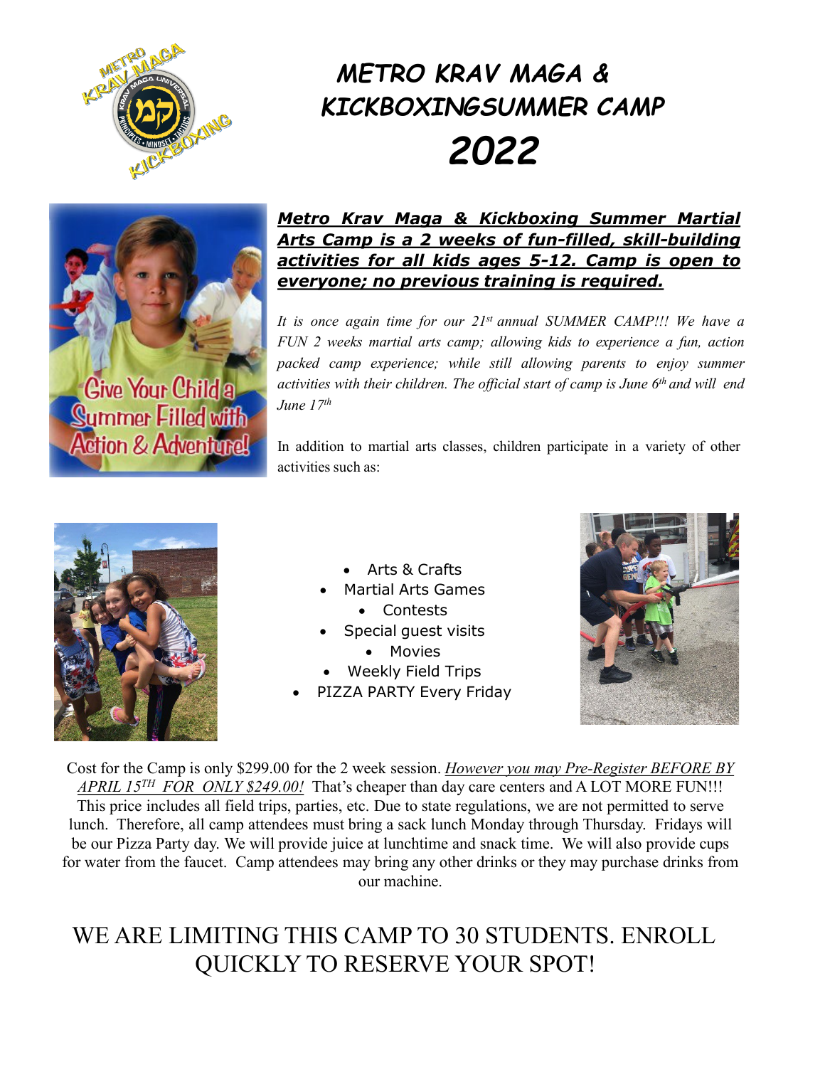# METRO KRAV MAGA & KICKBOXINGSUMMER CAMP 2022

***Metro Krav Maga & Kickboxing Summer Martial Arts Camp is a 2 weeks of fun-filled, skill-building activities for all kids ages 5-12. Camp is open to everyone; no previous training is required.***

*It is once again time for our 21st annual SUMMER CAMP!!! We have a FUN 2 weeks martial arts camp; allowing kids to experience a fun, action packed camp experience; while still allowing parents to enjoy summer activities with their children. The official start of camp is June 6th and will end June 17th*

In addition to martial arts classes, children participate in a variety of other activities such as:

- Arts & Crafts
- Martial Arts Games
- Contests
- Special guest visits
- Movies
- Weekly Field Trips
- PIZZA PARTY Every Friday

Cost for the Camp is only $299.00 for the 2 week session. *However you may Pre-Register BEFORE BY APRIL 15TH FOR ONLY $249.00!* That's cheaper than day care centers and A LOT MORE FUN!!! This price includes all field trips, parties, etc. Due to state regulations, we are not permitted to serve lunch. Therefore, all camp attendees must bring a sack lunch Monday through Thursday. Fridays will be our Pizza Party day. We will provide juice at lunchtime and snack time. We will also provide cups for water from the faucet. Camp attendees may bring any other drinks or they may purchase drinks from our machine.

WE ARE LIMITING THIS CAMP TO 30 STUDENTS. ENROLL QUICKLY TO RESERVE YOUR SPOT!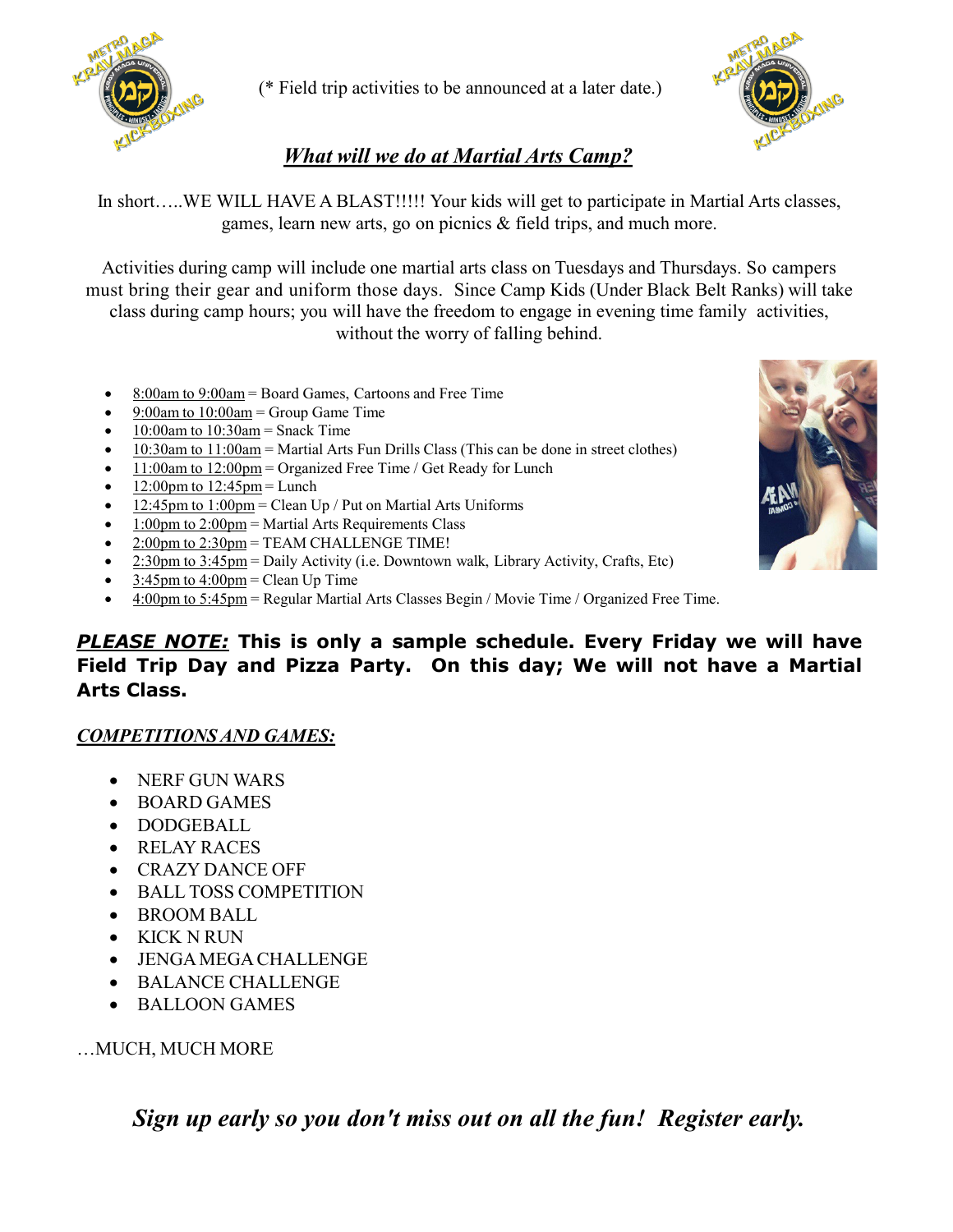(* Field trip activities to be announced at a later date.)

## *What will we do at Martial Arts Camp?*

In short…..WE WILL HAVE A BLAST!!!!! Your kids will get to participate in Martial Arts classes, games, learn new arts, go on picnics & field trips, and much more.

Activities during camp will include one martial arts class on Tuesdays and Thursdays. So campers must bring their gear and uniform those days. Since Camp Kids (Under Black Belt Ranks) will take class during camp hours; you will have the freedom to engage in evening time family activities, without the worry of falling behind.

- 8:00am to 9:00am = Board Games, Cartoons and Free Time
- 9:00am to 10:00am = Group Game Time
- 10:00am to 10:30am = Snack Time
- 10:30am to 11:00am = Martial Arts Fun Drills Class (This can be done in street clothes)
- 11:00am to 12:00pm = Organized Free Time / Get Ready for Lunch
- 12:00pm to 12:45pm = Lunch
- 12:45pm to 1:00pm = Clean Up / Put on Martial Arts Uniforms
- 1:00pm to 2:00pm = Martial Arts Requirements Class
- 2:00pm to 2:30pm = TEAM CHALLENGE TIME!
- 2:30pm to 3:45pm = Daily Activity (i.e. Downtown walk, Library Activity, Crafts, Etc)
- 3:45pm to 4:00pm = Clean Up Time
- 4:00pm to 5:45pm = Regular Martial Arts Classes Begin / Movie Time / Organized Free Time.

***PLEASE NOTE:*** **This is only a sample schedule. Every Friday we will have Field Trip Day and Pizza Party. On this day; We will not have a Martial Arts Class.**

### *COMPETITIONS AND GAMES:*

- NERF GUN WARS
- BOARD GAMES
- DODGEBALL
- RELAY RACES
- CRAZY DANCE OFF
- BALL TOSS COMPETITION
- BROOM BALL
- KICK N RUN
- JENGA MEGA CHALLENGE
- BALANCE CHALLENGE
- BALLOON GAMES

…MUCH, MUCH MORE

***Sign up early so you don't miss out on all the fun! Register early.***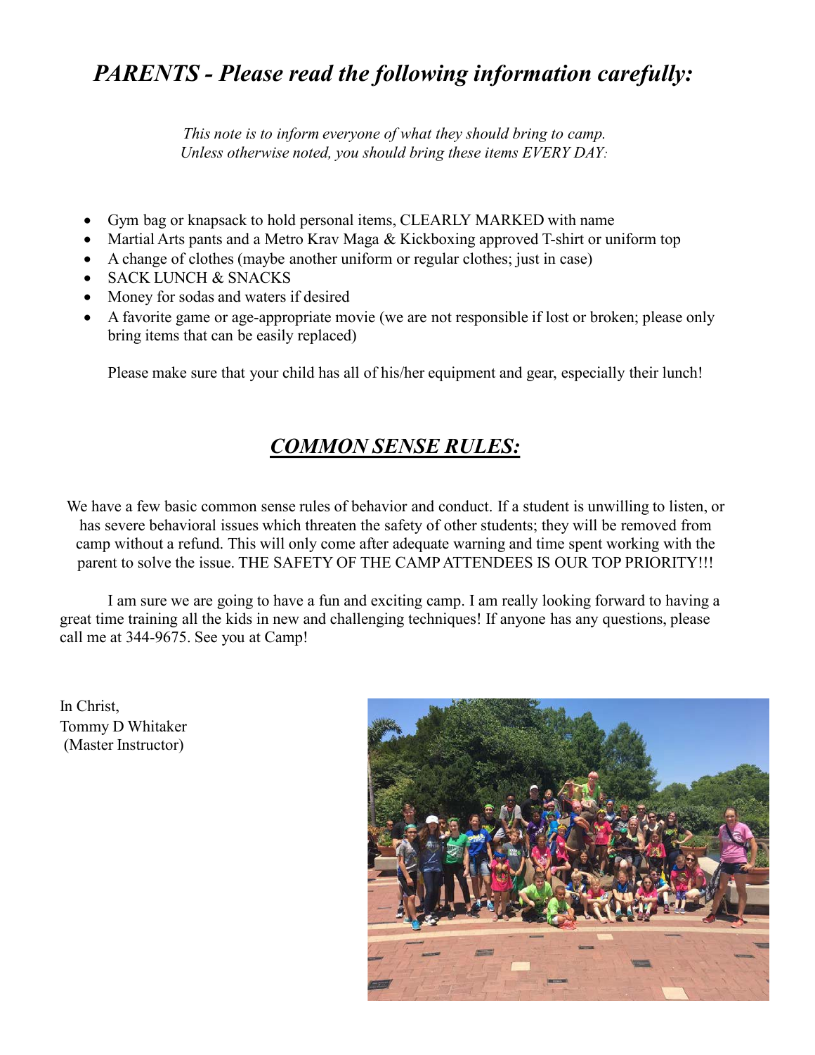# *PARENTS - Please read the following information carefully:*

*This note is to inform everyone of what they should bring to camp.*
*Unless otherwise noted, you should bring these items EVERY DAY:*

- Gym bag or knapsack to hold personal items, CLEARLY MARKED with name
- Martial Arts pants and a Metro Krav Maga & Kickboxing approved T-shirt or uniform top
- A change of clothes (maybe another uniform or regular clothes; just in case)
- SACK LUNCH & SNACKS
- Money for sodas and waters if desired
- A favorite game or age-appropriate movie (we are not responsible if lost or broken; please only bring items that can be easily replaced)

Please make sure that your child has all of his/her equipment and gear, especially their lunch!

## ***COMMON SENSE RULES:***

We have a few basic common sense rules of behavior and conduct. If a student is unwilling to listen, or has severe behavioral issues which threaten the safety of other students; they will be removed from camp without a refund. This will only come after adequate warning and time spent working with the parent to solve the issue. THE SAFETY OF THE CAMP ATTENDEES IS OUR TOP PRIORITY!!!

I am sure we are going to have a fun and exciting camp. I am really looking forward to having a great time training all the kids in new and challenging techniques! If anyone has any questions, please call me at 344-9675. See you at Camp!

In Christ,
Tommy D Whitaker
(Master Instructor)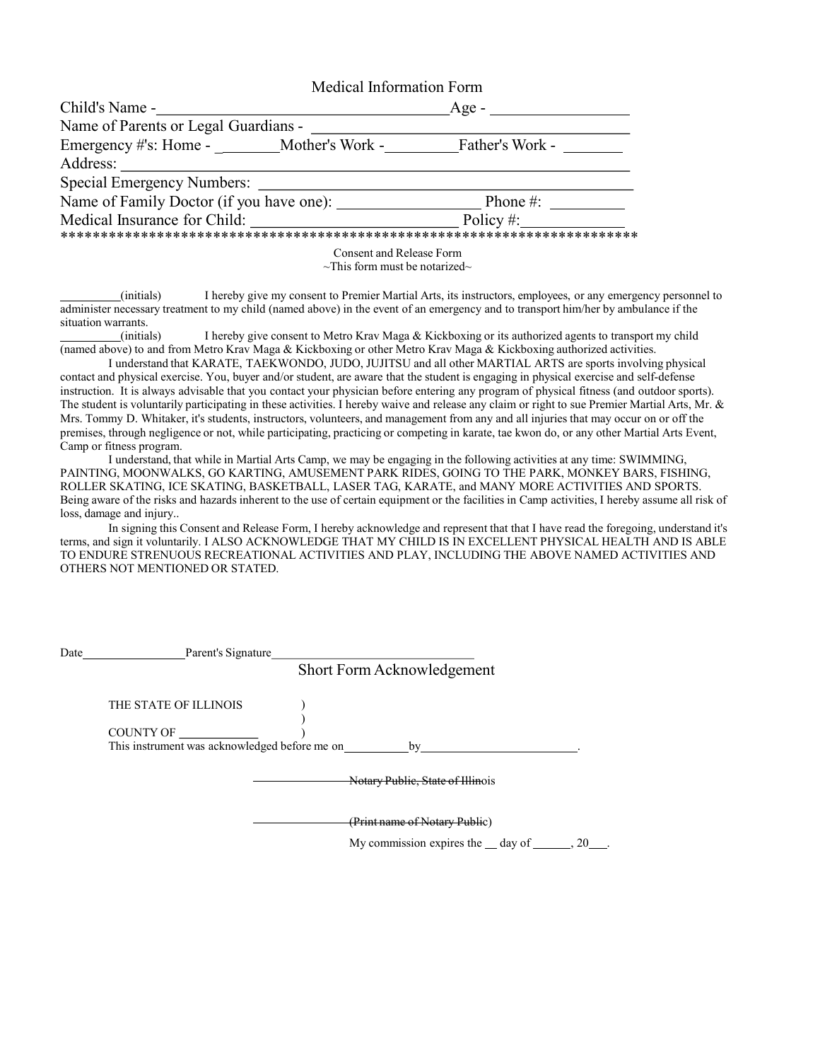## Medical Information Form

Child's Name - ____________________________________ Age - _________________

Name of Parents or Legal Guardians - ________________________________________

Emergency #'s: Home - ________ Mother's Work - _________ Father's Work - ________

Address: ______________________________________________________________

Special Emergency Numbers: _____________________________________________

Name of Family Doctor (if you have one): __________________ Phone #: __________

Medical Insurance for Child: __________________________ Policy #: _____________

*************************************************************************

### Consent and Release Form

~This form must be notarized~

_________(initials) I hereby give my consent to Premier Martial Arts, its instructors, employees, or any emergency personnel to administer necessary treatment to my child (named above) in the event of an emergency and to transport him/her by ambulance if the situation warrants.

_________(initials) I hereby give consent to Metro Krav Maga & Kickboxing or its authorized agents to transport my child (named above) to and from Metro Krav Maga & Kickboxing or other Metro Krav Maga & Kickboxing authorized activities.

I understand that KARATE, TAEKWONDO, JUDO, JUJITSU and all other MARTIAL ARTS are sports involving physical contact and physical exercise. You, buyer and/or student, are aware that the student is engaging in physical exercise and self-defense instruction. It is always advisable that you contact your physician before entering any program of physical fitness (and outdoor sports). The student is voluntarily participating in these activities. I hereby waive and release any claim or right to sue Premier Martial Arts, Mr. & Mrs. Tommy D. Whitaker, it's students, instructors, volunteers, and management from any and all injuries that may occur on or off the premises, through negligence or not, while participating, practicing or competing in karate, tae kwon do, or any other Martial Arts Event, Camp or fitness program.

I understand, that while in Martial Arts Camp, we may be engaging in the following activities at any time: SWIMMING, PAINTING, MOONWALKS, GO KARTING, AMUSEMENT PARK RIDES, GOING TO THE PARK, MONKEY BARS, FISHING, ROLLER SKATING, ICE SKATING, BASKETBALL, LASER TAG, KARATE, and MANY MORE ACTIVITIES AND SPORTS. Being aware of the risks and hazards inherent to the use of certain equipment or the facilities in Camp activities, I hereby assume all risk of loss, damage and injury..

In signing this Consent and Release Form, I hereby acknowledge and represent that that I have read the foregoing, understand it's terms, and sign it voluntarily. I ALSO ACKNOWLEDGE THAT MY CHILD IS IN EXCELLENT PHYSICAL HEALTH AND IS ABLE TO ENDURE STRENUOUS RECREATIONAL ACTIVITIES AND PLAY, INCLUDING THE ABOVE NAMED ACTIVITIES AND OTHERS NOT MENTIONED OR STATED.

Date________________ Parent's Signature_______________________________

### Short Form Acknowledgement

THE STATE OF ILLINOIS )
)
COUNTY OF ____________ )

This instrument was acknowledged before me on__________ by________________________.

________________ Notary Public, State of Illinois

________________ (Print name of Notary Public)

My commission expires the __ day of ______, 20___.